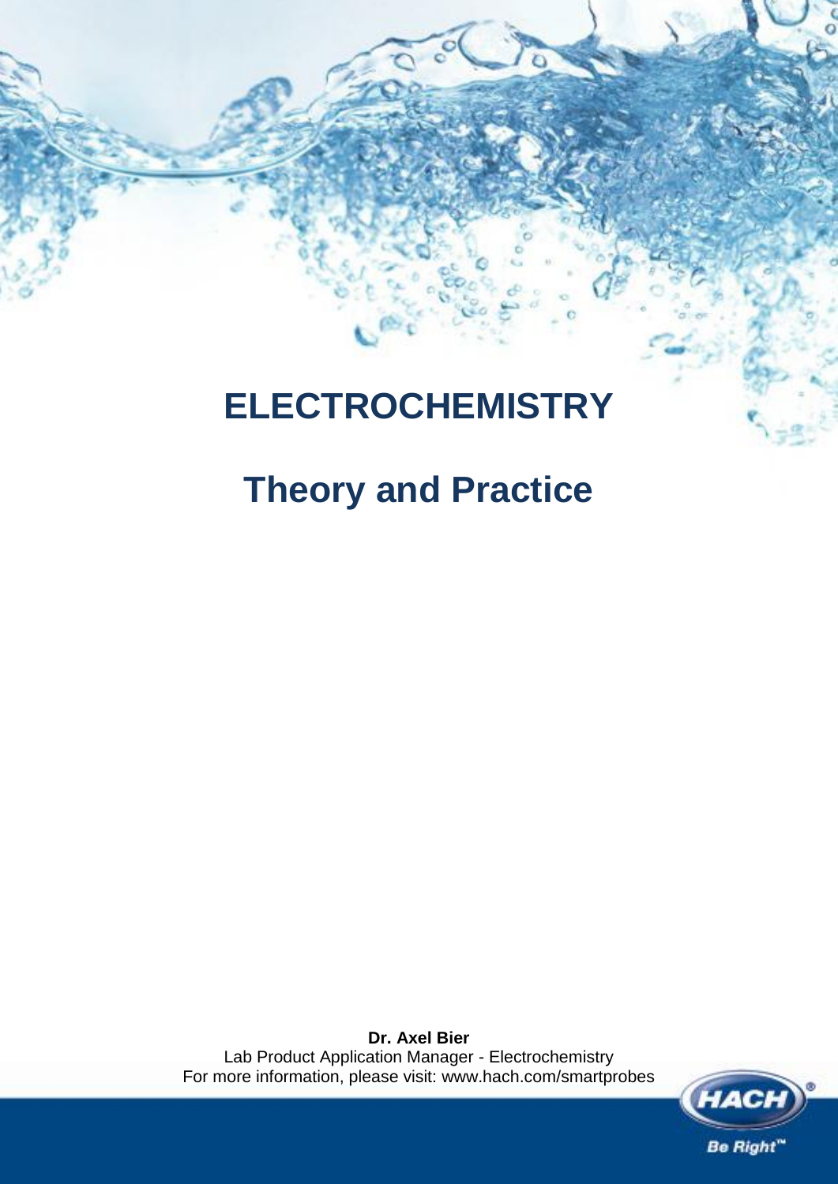# ELECTROCHEMISTRY

## Theory and Practice

**Dr. Axel Bier**
Lab Product Application Manager - Electrochemistry
For more information, please visit: www.hach.com/smartprobes

HACH®
Be Right™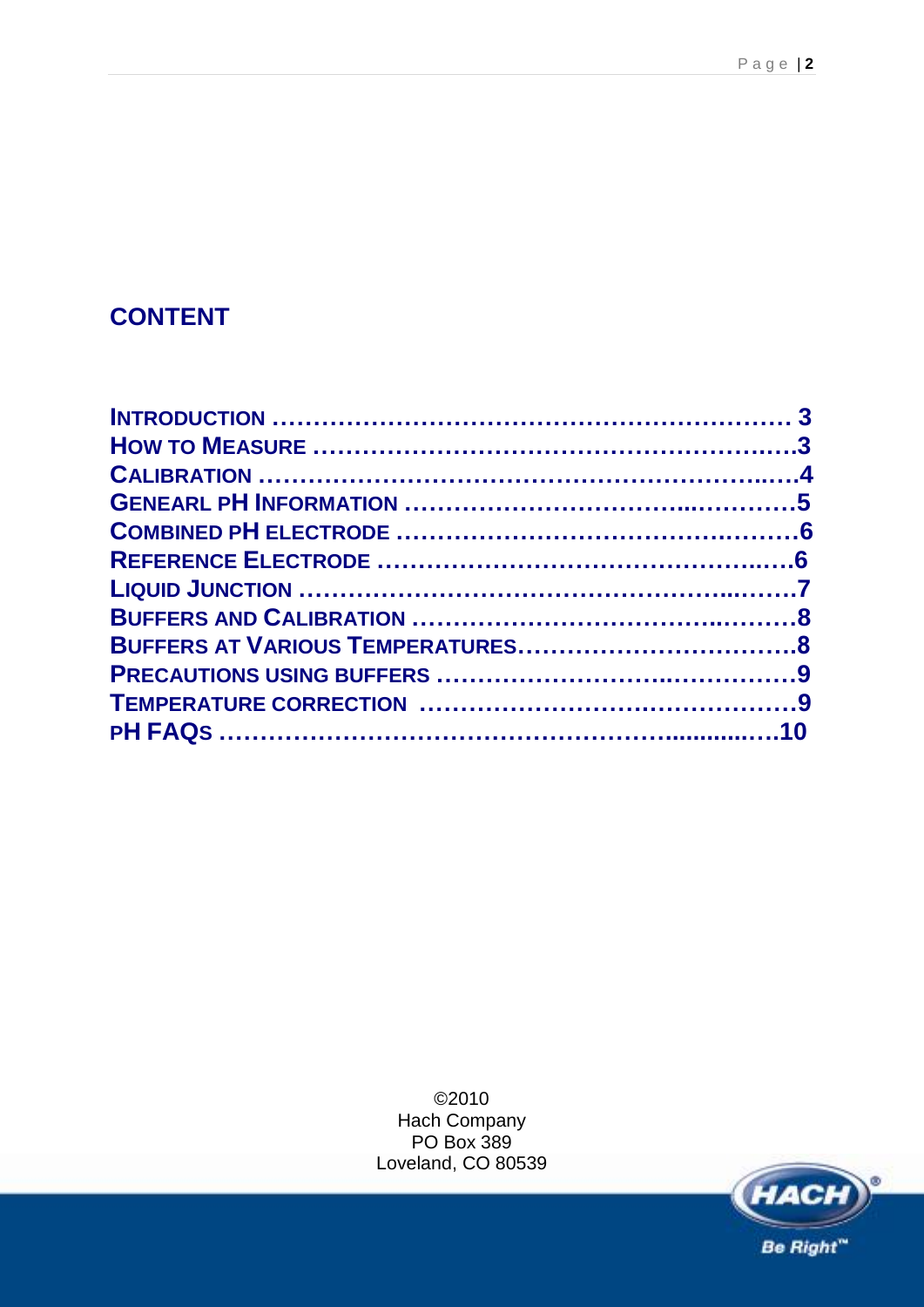## CONTENT

INTRODUCTION ………………………………………………………… 3
HOW TO MEASURE ……………………………………………….…..3
CALIBRATION …………………………………………………..….4
GENEARL PH INFORMATION …………………………...…………5
COMBINED PH ELECTRODE ……………………………….………6
REFERENCE ELECTRODE …………………………………..….6
LIQUID JUNCTION …………………………………………..…….7
BUFFERS AND CALIBRATION ……………………………..………8
BUFFERS AT VARIOUS TEMPERATURES…………………………….8
PRECAUTIONS USING BUFFERS ……………………..……………9
TEMPERATURE CORRECTION ……………………….……………9
PH FAQS ………………………………………….............….10

©2010
Hach Company
PO Box 389
Loveland, CO 80539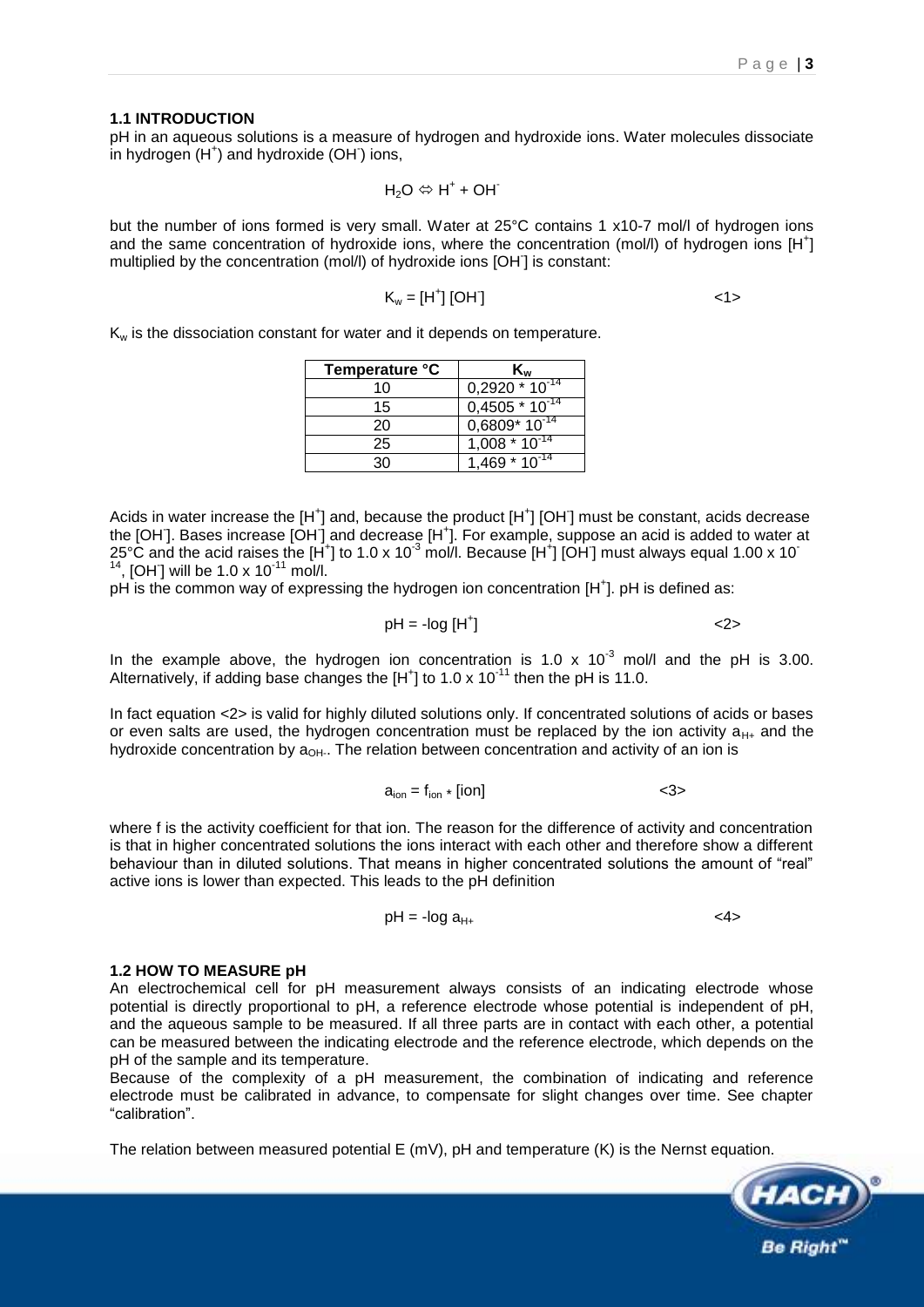### 1.1 INTRODUCTION

pH in an aqueous solutions is a measure of hydrogen and hydroxide ions. Water molecules dissociate in hydrogen ($H^+$) and hydroxide ($OH^-$) ions,

$$H_2O \Leftrightarrow H^+ + OH^-$$

but the number of ions formed is very small. Water at 25°C contains 1 x10-7 mol/l of hydrogen ions and the same concentration of hydroxide ions, where the concentration (mol/l) of hydrogen ions $[H^+]$ multiplied by the concentration (mol/l) of hydroxide ions $[OH^-]$ is constant:

$$K_w = [H^+]\,[OH^-] \qquad \text{<1>}$$

$K_w$ is the dissociation constant for water and it depends on temperature.

| Temperature °C | $K_w$ |
|---|---|
| 10 | $0{,}2920 * 10^{-14}$ |
| 15 | $0{,}4505 * 10^{-14}$ |
| 20 | $0{,}6809 * 10^{-14}$ |
| 25 | $1{,}008 * 10^{-14}$ |
| 30 | $1{,}469 * 10^{-14}$ |

Acids in water increase the $[H^+]$ and, because the product $[H^+]\,[OH^-]$ must be constant, acids decrease the $[OH^-]$. Bases increase $[OH^-]$ and decrease $[H^+]$. For example, suppose an acid is added to water at 25°C and the acid raises the $[H^+]$ to $1.0 \times 10^{-3}$ mol/l. Because $[H^+]\,[OH^-]$ must always equal $1.00 \times 10^{-14}$, $[OH^-]$ will be $1.0 \times 10^{-11}$ mol/l.

pH is the common way of expressing the hydrogen ion concentration $[H^+]$. pH is defined as:

$$pH = -\log\,[H^+] \qquad \text{<2>}$$

In the example above, the hydrogen ion concentration is $1.0 \times 10^{-3}$ mol/l and the pH is 3.00. Alternatively, if adding base changes the $[H^+]$ to $1.0 \times 10^{-11}$ then the pH is 11.0.

In fact equation <2> is valid for highly diluted solutions only. If concentrated solutions of acids or bases or even salts are used, the hydrogen concentration must be replaced by the ion activity $a_{H+}$ and the hydroxide concentration by $a_{OH-}$. The relation between concentration and activity of an ion is

$$a_{ion} = f_{ion} * [ion] \qquad \text{<3>}$$

where f is the activity coefficient for that ion. The reason for the difference of activity and concentration is that in higher concentrated solutions the ions interact with each other and therefore show a different behaviour than in diluted solutions. That means in higher concentrated solutions the amount of "real" active ions is lower than expected. This leads to the pH definition

$$pH = -\log a_{H+} \qquad \text{<4>}$$

### 1.2 HOW TO MEASURE pH

An electrochemical cell for pH measurement always consists of an indicating electrode whose potential is directly proportional to pH, a reference electrode whose potential is independent of pH, and the aqueous sample to be measured. If all three parts are in contact with each other, a potential can be measured between the indicating electrode and the reference electrode, which depends on the pH of the sample and its temperature.

Because of the complexity of a pH measurement, the combination of indicating and reference electrode must be calibrated in advance, to compensate for slight changes over time. See chapter "calibration".

The relation between measured potential E (mV), pH and temperature (K) is the Nernst equation.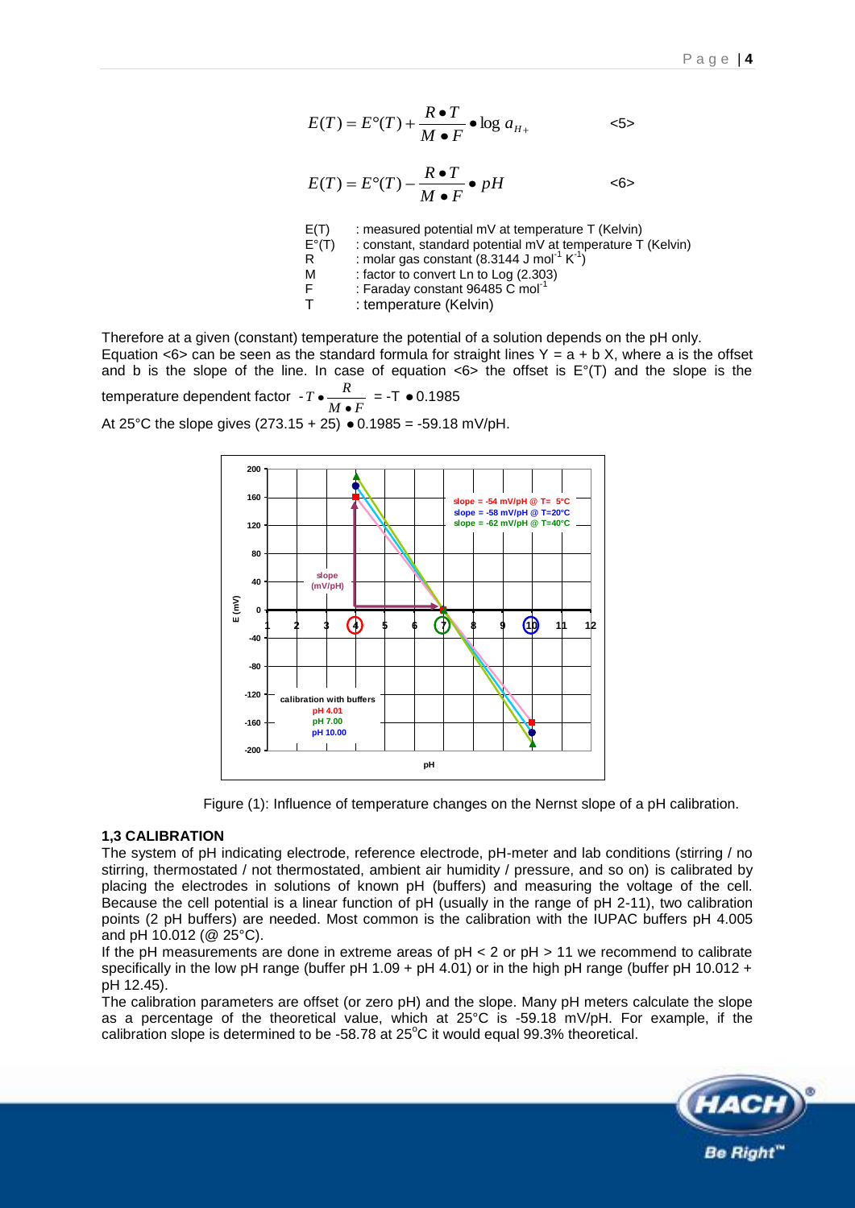$$E(T) = E°(T) + \frac{R \bullet T}{M \bullet F} \bullet \log a_{H+} \qquad <5>$$

$$E(T) = E°(T) - \frac{R \bullet T}{M \bullet F} \bullet pH \qquad <6>$$

| | |
|---|---|
| E(T) | : measured potential mV at temperature T (Kelvin) |
| E°(T) | : constant, standard potential mV at temperature T (Kelvin) |
| R | : molar gas constant (8.3144 J $mol^{-1}$ $K^{-1}$) |
| M | : factor to convert Ln to Log (2.303) |
| F | : Faraday constant 96485 C $mol^{-1}$ |
| T | : temperature (Kelvin) |

Therefore at a given (constant) temperature the potential of a solution depends on the pH only. Equation <6> can be seen as the standard formula for straight lines Y = a + b X, where a is the offset and b is the slope of the line. In case of equation <6> the offset is E°(T) and the slope is the temperature dependent factor $-T \bullet \frac{R}{M \bullet F}$ = -T ● 0.1985

At 25°C the slope gives (273.15 + 25) ● 0.1985 = -59.18 mV/pH.

Figure (1): Influence of temperature changes on the Nernst slope of a pH calibration.

## 1,3 CALIBRATION

The system of pH indicating electrode, reference electrode, pH-meter and lab conditions (stirring / no stirring, thermostated / not thermostated, ambient air humidity / pressure, and so on) is calibrated by placing the electrodes in solutions of known pH (buffers) and measuring the voltage of the cell. Because the cell potential is a linear function of pH (usually in the range of pH 2-11), two calibration points (2 pH buffers) are needed. Most common is the calibration with the IUPAC buffers pH 4.005 and pH 10.012 (@ 25°C).

If the pH measurements are done in extreme areas of pH < 2 or pH > 11 we recommend to calibrate specifically in the low pH range (buffer pH 1.09 + pH 4.01) or in the high pH range (buffer pH 10.012 + pH 12.45).

The calibration parameters are offset (or zero pH) and the slope. Many pH meters calculate the slope as a percentage of the theoretical value, which at 25°C is -59.18 mV/pH. For example, if the calibration slope is determined to be -58.78 at 25°C it would equal 99.3% theoretical.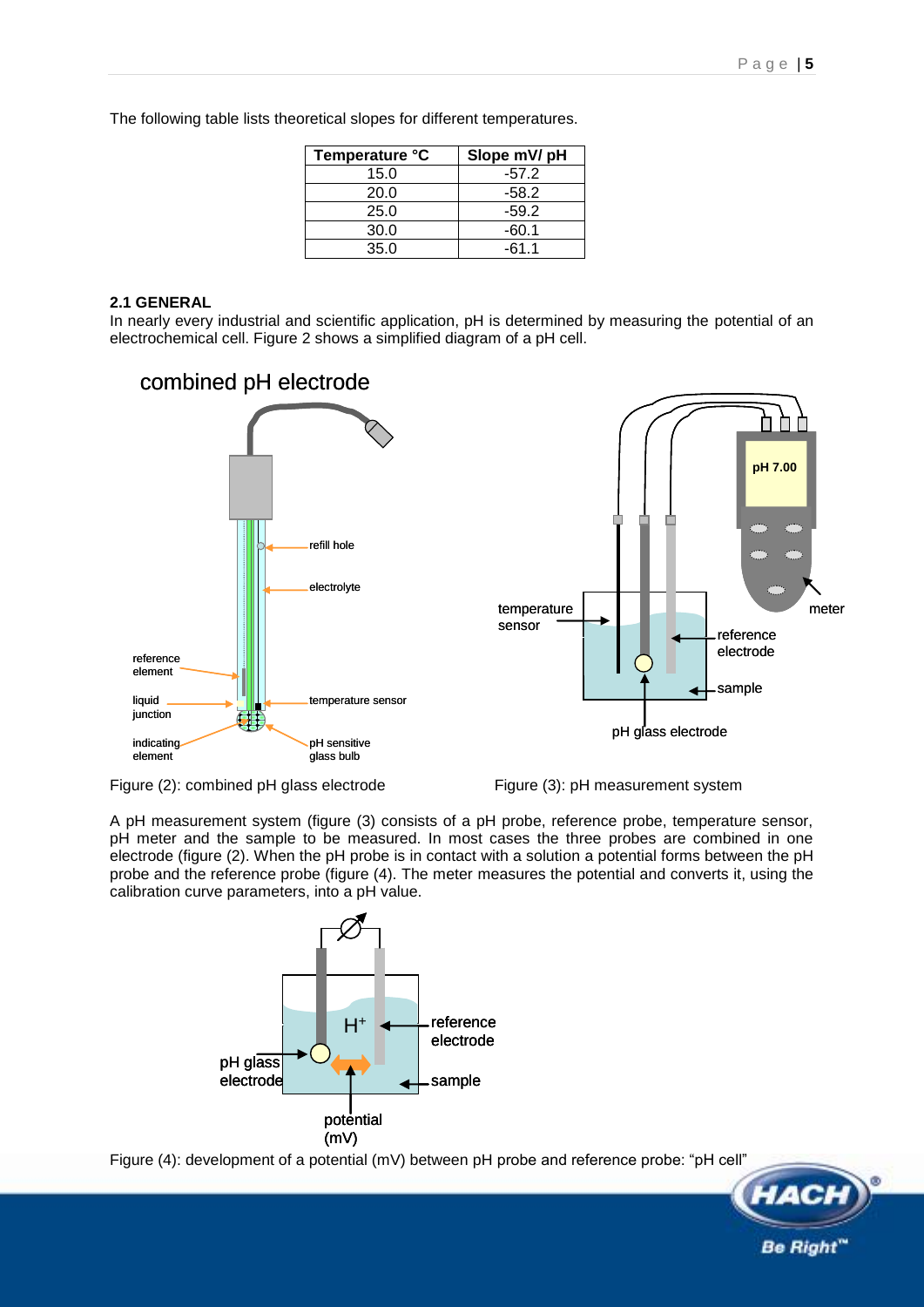The following table lists theoretical slopes for different temperatures.

| Temperature °C | Slope mV/ pH |
|---|---|
| 15.0 | -57.2 |
| 20.0 | -58.2 |
| 25.0 | -59.2 |
| 30.0 | -60.1 |
| 35.0 | -61.1 |

**2.1 GENERAL**

In nearly every industrial and scientific application, pH is determined by measuring the potential of an electrochemical cell. Figure 2 shows a simplified diagram of a pH cell.

Figure (2): combined pH glass electrode

Figure (3): pH measurement system

A pH measurement system (figure (3) consists of a pH probe, reference probe, temperature sensor, pH meter and the sample to be measured. In most cases the three probes are combined in one electrode (figure (2). When the pH probe is in contact with a solution a potential forms between the pH probe and the reference probe (figure (4). The meter measures the potential and converts it, using the calibration curve parameters, into a pH value.

Figure (4): development of a potential (mV) between pH probe and reference probe: "pH cell"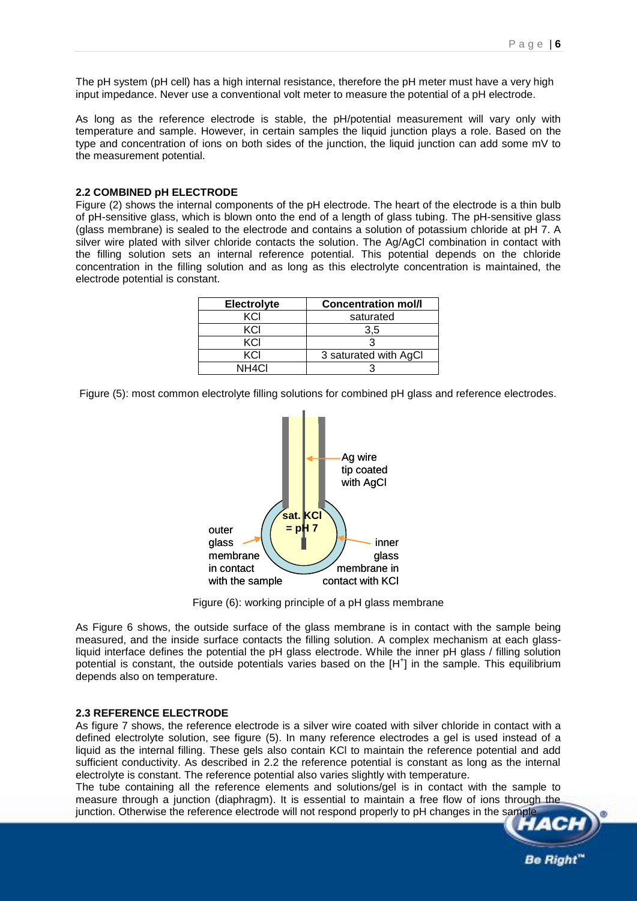The pH system (pH cell) has a high internal resistance, therefore the pH meter must have a very high input impedance. Never use a conventional volt meter to measure the potential of a pH electrode.

As long as the reference electrode is stable, the pH/potential measurement will vary only with temperature and sample. However, in certain samples the liquid junction plays a role. Based on the type and concentration of ions on both sides of the junction, the liquid junction can add some mV to the measurement potential.

### 2.2 COMBINED pH ELECTRODE

Figure (2) shows the internal components of the pH electrode. The heart of the electrode is a thin bulb of pH-sensitive glass, which is blown onto the end of a length of glass tubing. The pH-sensitive glass (glass membrane) is sealed to the electrode and contains a solution of potassium chloride at pH 7. A silver wire plated with silver chloride contacts the solution. The Ag/AgCl combination in contact with the filling solution sets an internal reference potential. This potential depends on the chloride concentration in the filling solution and as long as this electrolyte concentration is maintained, the electrode potential is constant.

| Electrolyte | Concentration mol/l |
|---|---|
| KCl | saturated |
| KCl | 3,5 |
| KCl | 3 |
| KCl | 3 saturated with AgCl |
| NH4Cl | 3 |

Figure (5): most common electrolyte filling solutions for combined pH glass and reference electrodes.

Figure (6): working principle of a pH glass membrane

As Figure 6 shows, the outside surface of the glass membrane is in contact with the sample being measured, and the inside surface contacts the filling solution. A complex mechanism at each glass-liquid interface defines the potential the pH glass electrode. While the inner pH glass / filling solution potential is constant, the outside potentials varies based on the $[H^+]$ in the sample. This equilibrium depends also on temperature.

### 2.3 REFERENCE ELECTRODE

As figure 7 shows, the reference electrode is a silver wire coated with silver chloride in contact with a defined electrolyte solution, see figure (5). In many reference electrodes a gel is used instead of a liquid as the internal filling. These gels also contain KCl to maintain the reference potential and add sufficient conductivity. As described in 2.2 the reference potential is constant as long as the internal electrolyte is constant. The reference potential also varies slightly with temperature.
The tube containing all the reference elements and solutions/gel is in contact with the sample to measure through a junction (diaphragm). It is essential to maintain a free flow of ions through the junction. Otherwise the reference electrode will not respond properly to pH changes in the sample.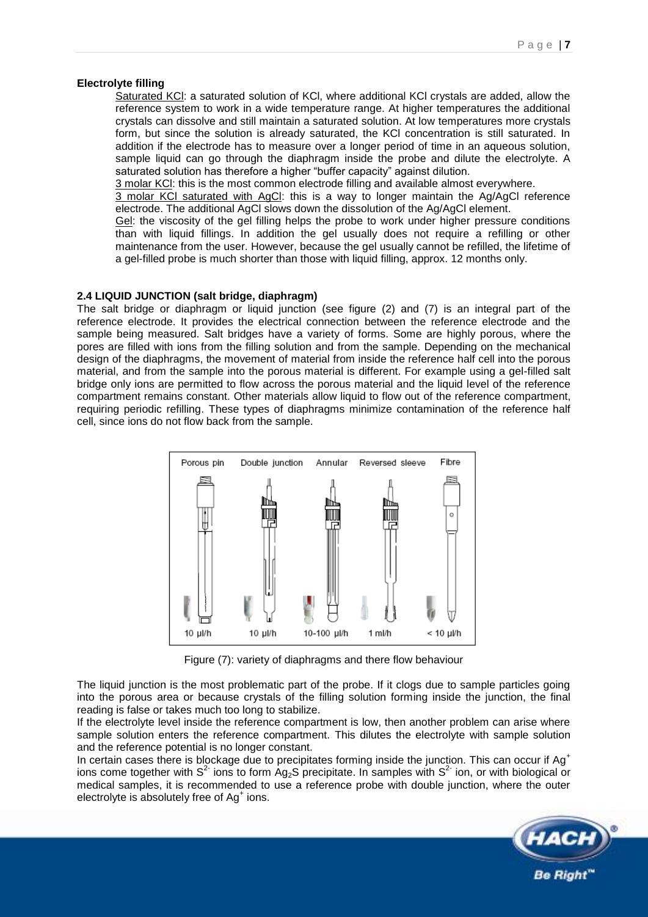**Electrolyte filling**

Saturated KCl: a saturated solution of KCl, where additional KCl crystals are added, allow the reference system to work in a wide temperature range. At higher temperatures the additional crystals can dissolve and still maintain a saturated solution. At low temperatures more crystals form, but since the solution is already saturated, the KCl concentration is still saturated. In addition if the electrode has to measure over a longer period of time in an aqueous solution, sample liquid can go through the diaphragm inside the probe and dilute the electrolyte. A saturated solution has therefore a higher "buffer capacity" against dilution.

3 molar KCl: this is the most common electrode filling and available almost everywhere.

3 molar KCl saturated with AgCl: this is a way to longer maintain the Ag/AgCl reference electrode. The additional AgCl slows down the dissolution of the Ag/AgCl element.

Gel: the viscosity of the gel filling helps the probe to work under higher pressure conditions than with liquid fillings. In addition the gel usually does not require a refilling or other maintenance from the user. However, because the gel usually cannot be refilled, the lifetime of a gel-filled probe is much shorter than those with liquid filling, approx. 12 months only.

## 2.4 LIQUID JUNCTION (salt bridge, diaphragm)

The salt bridge or diaphragm or liquid junction (see figure (2) and (7) is an integral part of the reference electrode. It provides the electrical connection between the reference electrode and the sample being measured. Salt bridges have a variety of forms. Some are highly porous, where the pores are filled with ions from the filling solution and from the sample. Depending on the mechanical design of the diaphragms, the movement of material from inside the reference half cell into the porous material, and from the sample into the porous material is different. For example using a gel-filled salt bridge only ions are permitted to flow across the porous material and the liquid level of the reference compartment remains constant. Other materials allow liquid to flow out of the reference compartment, requiring periodic refilling. These types of diaphragms minimize contamination of the reference half cell, since ions do not flow back from the sample.

| Porous pin | Double junction | Annular | Reversed sleeve | Fibre |
|---|---|---|---|---|
| 10 µl/h | 10 µl/h | 10-100 µl/h | 1 ml/h | < 10 µl/h |

Figure (7): variety of diaphragms and there flow behaviour

The liquid junction is the most problematic part of the probe. If it clogs due to sample particles going into the porous area or because crystals of the filling solution forming inside the junction, the final reading is false or takes much too long to stabilize.

If the electrolyte level inside the reference compartment is low, then another problem can arise where sample solution enters the reference compartment. This dilutes the electrolyte with sample solution and the reference potential is no longer constant.

In certain cases there is blockage due to precipitates forming inside the junction. This can occur if $Ag^+$ ions come together with $S^{2-}$ ions to form $Ag_2S$ precipitate. In samples with $S^{2-}$ ion, or with biological or medical samples, it is recommended to use a reference probe with double junction, where the outer electrolyte is absolutely free of $Ag^+$ ions.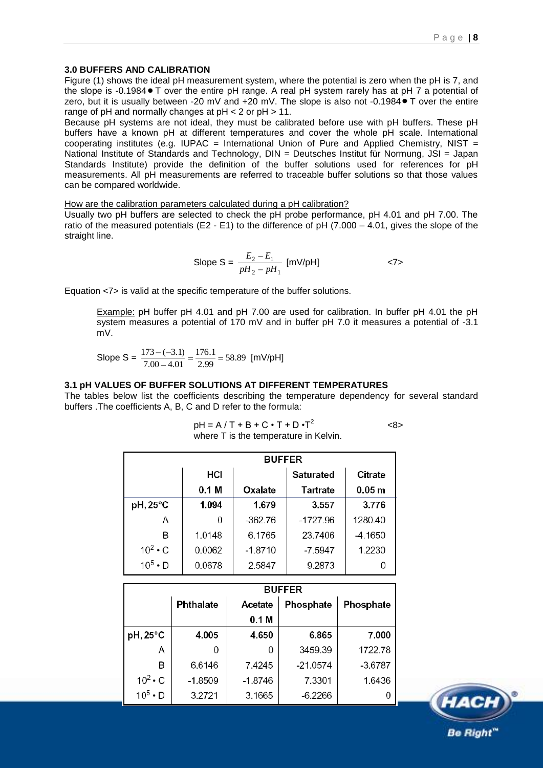## 3.0 BUFFERS AND CALIBRATION

Figure (1) shows the ideal pH measurement system, where the potential is zero when the pH is 7, and the slope is -0.1984 • T over the entire pH range. A real pH system rarely has at pH 7 a potential of zero, but it is usually between -20 mV and +20 mV. The slope is also not -0.1984 • T over the entire range of pH and normally changes at pH < 2 or pH > 11.

Because pH systems are not ideal, they must be calibrated before use with pH buffers. These pH buffers have a known pH at different temperatures and cover the whole pH scale. International cooperating institutes (e.g. IUPAC = International Union of Pure and Applied Chemistry, NIST = National Institute of Standards and Technology, DIN = Deutsches Institut für Normung, JSI = Japan Standards Institute) provide the definition of the buffer solutions used for references for pH measurements. All pH measurements are referred to traceable buffer solutions so that those values can be compared worldwide.

How are the calibration parameters calculated during a pH calibration?

Usually two pH buffers are selected to check the pH probe performance, pH 4.01 and pH 7.00. The ratio of the measured potentials (E2 - E1) to the difference of pH (7.000 – 4.01, gives the slope of the straight line.

$$\text{Slope S} = \frac{E_2 - E_1}{pH_2 - pH_1} \text{ [mV/pH]} \qquad <7>$$

Equation <7> is valid at the specific temperature of the buffer solutions.

> Example: pH buffer pH 4.01 and pH 7.00 are used for calibration. In buffer pH 4.01 the pH system measures a potential of 170 mV and in buffer pH 7.0 it measures a potential of -3.1 mV.
>
> $$\text{Slope S} = \frac{173 - (-3.1)}{7.00 - 4.01} = \frac{176.1}{2.99} = 58.89 \text{ [mV/pH]}$$

## 3.1 pH VALUES OF BUFFER SOLUTIONS AT DIFFERENT TEMPERATURES

The tables below list the coefficients describing the temperature dependency for several standard buffers .The coefficients A, B, C and D refer to the formula:

$$pH = A / T + B + C \cdot T + D \cdot T^2 \qquad <8>$$

where T is the temperature in Kelvin.

| | BUFFER | | | |
|---|---|---|---|---|
| | HCl 0.1 M | Oxalate | Saturated Tartrate | Citrate 0.05 m |
| pH, 25°C | 1.094 | 1.679 | 3.557 | 3.776 |
| A | 0 | -362.76 | -1727.96 | 1280.40 |
| B | 1.0148 | 6.1765 | 23.7406 | -4.1650 |
| $10^2 \cdot C$ | 0.0062 | -1.8710 | -7.5947 | 1.2230 |
| $10^5 \cdot D$ | 0.0678 | 2.5847 | 9.2873 | 0 |

| | BUFFER | | | |
|---|---|---|---|---|
| | Phthalate | Acetate 0.1 M | Phosphate | Phosphate |
| pH, 25°C | 4.005 | 4.650 | 6.865 | 7.000 |
| A | 0 | 0 | 3459.39 | 1722.78 |
| B | 6.6146 | 7.4245 | -21.0574 | -3.6787 |
| $10^2 \cdot C$ | -1.8509 | -1.8746 | 7.3301 | 1.6436 |
| $10^5 \cdot D$ | 3.2721 | 3.1665 | -6.2266 | 0 |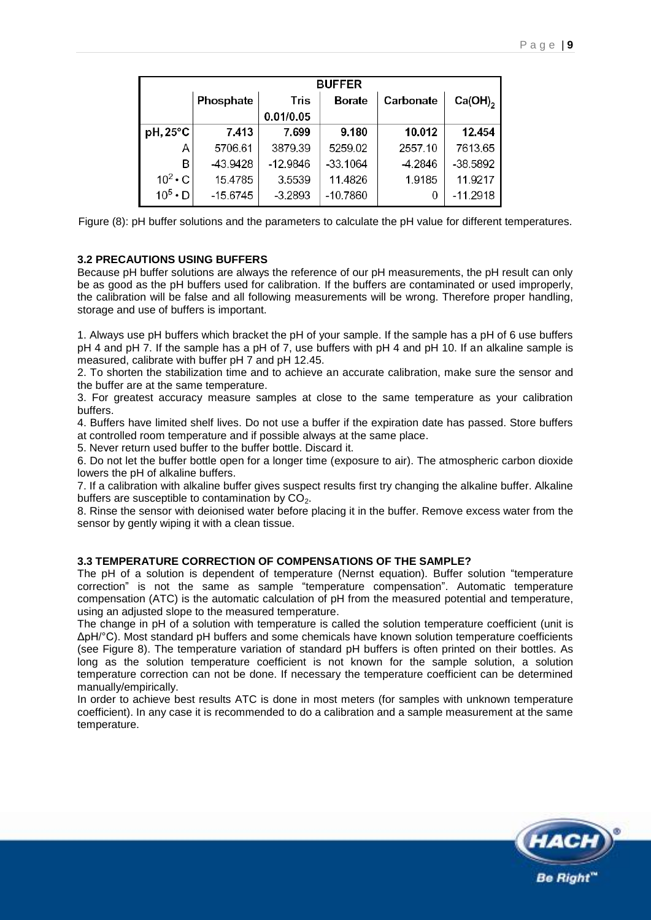| | BUFFER | | | | |
|---|---|---|---|---|---|
| | Phosphate | Tris 0.01/0.05 | Borate | Carbonate | $Ca(OH)_2$ |
| pH, 25°C | 7.413 | 7.699 | 9.180 | 10.012 | 12.454 |
| A | 5706.61 | 3879.39 | 5259.02 | 2557.10 | 7613.65 |
| B | -43.9428 | -12.9846 | -33.1064 | -4.2846 | -38.5892 |
| $10^2 \cdot C$ | 15.4785 | 3.5539 | 11.4826 | 1.9185 | 11.9217 |
| $10^5 \cdot D$ | -15.6745 | -3.2893 | -10.7860 | 0 | -11.2918 |

Figure (8): pH buffer solutions and the parameters to calculate the pH value for different temperatures.

### 3.2 PRECAUTIONS USING BUFFERS

Because pH buffer solutions are always the reference of our pH measurements, the pH result can only be as good as the pH buffers used for calibration. If the buffers are contaminated or used improperly, the calibration will be false and all following measurements will be wrong. Therefore proper handling, storage and use of buffers is important.

1. Always use pH buffers which bracket the pH of your sample. If the sample has a pH of 6 use buffers pH 4 and pH 7. If the sample has a pH of 7, use buffers with pH 4 and pH 10. If an alkaline sample is measured, calibrate with buffer pH 7 and pH 12.45.
2. To shorten the stabilization time and to achieve an accurate calibration, make sure the sensor and the buffer are at the same temperature.
3. For greatest accuracy measure samples at close to the same temperature as your calibration buffers.
4. Buffers have limited shelf lives. Do not use a buffer if the expiration date has passed. Store buffers at controlled room temperature and if possible always at the same place.
5. Never return used buffer to the buffer bottle. Discard it.
6. Do not let the buffer bottle open for a longer time (exposure to air). The atmospheric carbon dioxide lowers the pH of alkaline buffers.
7. If a calibration with alkaline buffer gives suspect results first try changing the alkaline buffer. Alkaline buffers are susceptible to contamination by $CO_2$.
8. Rinse the sensor with deionised water before placing it in the buffer. Remove excess water from the sensor by gently wiping it with a clean tissue.

### 3.3 TEMPERATURE CORRECTION OF COMPENSATIONS OF THE SAMPLE?

The pH of a solution is dependent of temperature (Nernst equation). Buffer solution "temperature correction" is not the same as sample "temperature compensation". Automatic temperature compensation (ATC) is the automatic calculation of pH from the measured potential and temperature, using an adjusted slope to the measured temperature.

The change in pH of a solution with temperature is called the solution temperature coefficient (unit is ΔpH/°C). Most standard pH buffers and some chemicals have known solution temperature coefficients (see Figure 8). The temperature variation of standard pH buffers is often printed on their bottles. As long as the solution temperature coefficient is not known for the sample solution, a solution temperature correction can not be done. If necessary the temperature coefficient can be determined manually/empirically.

In order to achieve best results ATC is done in most meters (for samples with unknown temperature coefficient). In any case it is recommended to do a calibration and a sample measurement at the same temperature.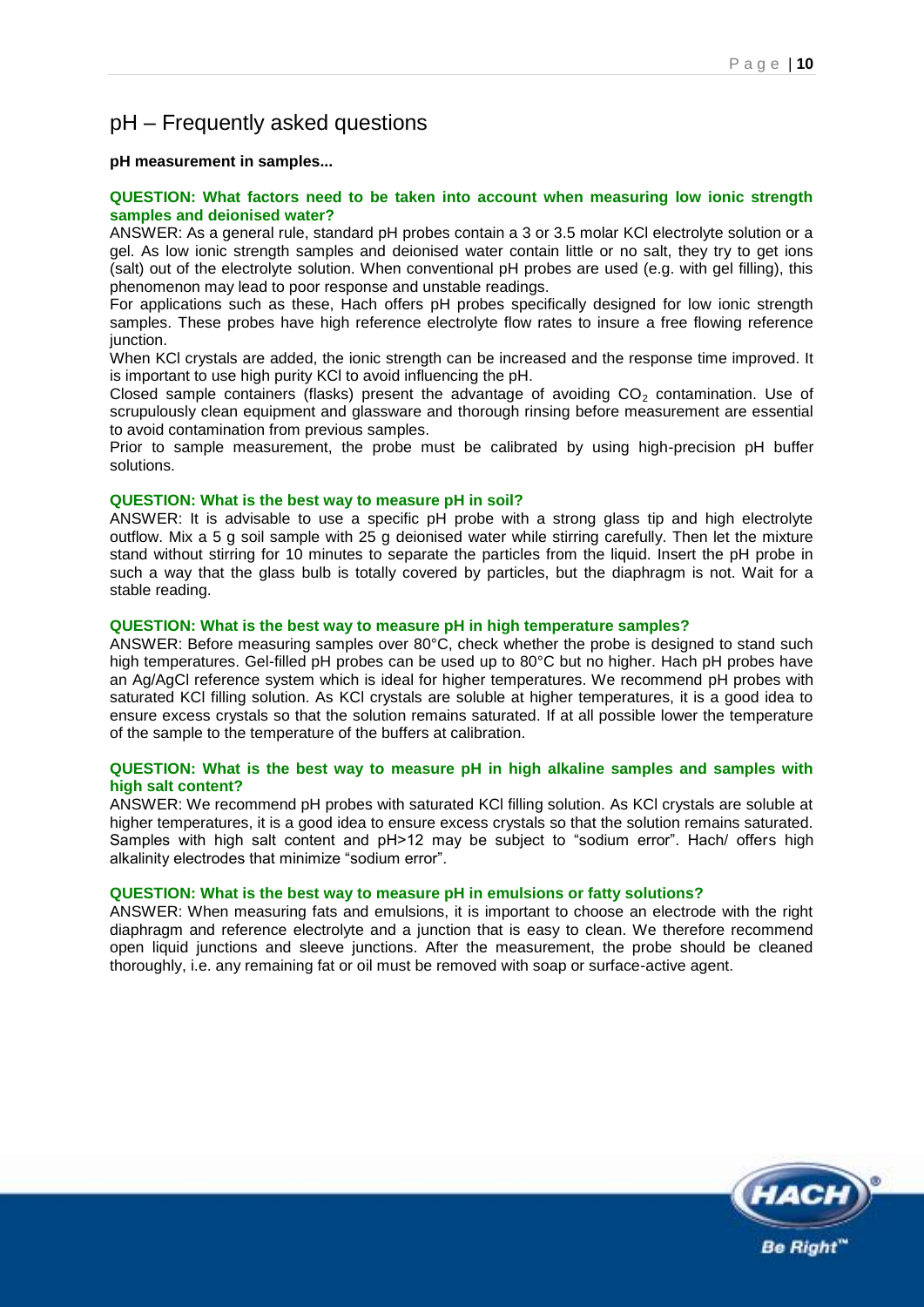# pH – Frequently asked questions

**pH measurement in samples...**

**QUESTION: What factors need to be taken into account when measuring low ionic strength samples and deionised water?**

ANSWER: As a general rule, standard pH probes contain a 3 or 3.5 molar KCl electrolyte solution or a gel. As low ionic strength samples and deionised water contain little or no salt, they try to get ions (salt) out of the electrolyte solution. When conventional pH probes are used (e.g. with gel filling), this phenomenon may lead to poor response and unstable readings.

For applications such as these, Hach offers pH probes specifically designed for low ionic strength samples. These probes have high reference electrolyte flow rates to insure a free flowing reference junction.

When KCl crystals are added, the ionic strength can be increased and the response time improved. It is important to use high purity KCl to avoid influencing the pH.

Closed sample containers (flasks) present the advantage of avoiding $CO_2$ contamination. Use of scrupulously clean equipment and glassware and thorough rinsing before measurement are essential to avoid contamination from previous samples.

Prior to sample measurement, the probe must be calibrated by using high-precision pH buffer solutions.

**QUESTION: What is the best way to measure pH in soil?**

ANSWER: It is advisable to use a specific pH probe with a strong glass tip and high electrolyte outflow. Mix a 5 g soil sample with 25 g deionised water while stirring carefully. Then let the mixture stand without stirring for 10 minutes to separate the particles from the liquid. Insert the pH probe in such a way that the glass bulb is totally covered by particles, but the diaphragm is not. Wait for a stable reading.

**QUESTION: What is the best way to measure pH in high temperature samples?**

ANSWER: Before measuring samples over 80°C, check whether the probe is designed to stand such high temperatures. Gel-filled pH probes can be used up to 80°C but no higher. Hach pH probes have an Ag/AgCl reference system which is ideal for higher temperatures. We recommend pH probes with saturated KCl filling solution. As KCl crystals are soluble at higher temperatures, it is a good idea to ensure excess crystals so that the solution remains saturated. If at all possible lower the temperature of the sample to the temperature of the buffers at calibration.

**QUESTION: What is the best way to measure pH in high alkaline samples and samples with high salt content?**

ANSWER: We recommend pH probes with saturated KCl filling solution. As KCl crystals are soluble at higher temperatures, it is a good idea to ensure excess crystals so that the solution remains saturated. Samples with high salt content and pH>12 may be subject to "sodium error". Hach/ offers high alkalinity electrodes that minimize "sodium error".

**QUESTION: What is the best way to measure pH in emulsions or fatty solutions?**

ANSWER: When measuring fats and emulsions, it is important to choose an electrode with the right diaphragm and reference electrolyte and a junction that is easy to clean. We therefore recommend open liquid junctions and sleeve junctions. After the measurement, the probe should be cleaned thoroughly, i.e. any remaining fat or oil must be removed with soap or surface-active agent.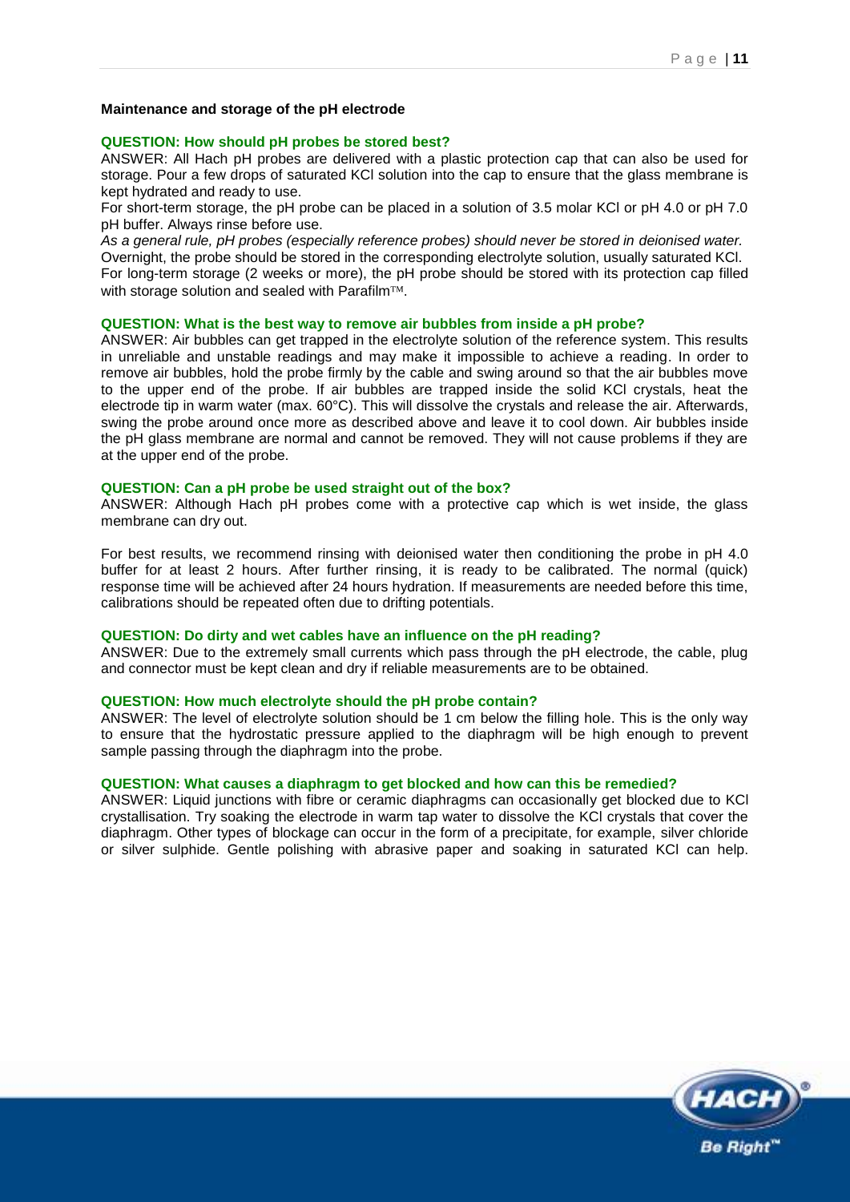## Maintenance and storage of the pH electrode

**QUESTION: How should pH probes be stored best?**

ANSWER: All Hach pH probes are delivered with a plastic protection cap that can also be used for storage. Pour a few drops of saturated KCl solution into the cap to ensure that the glass membrane is kept hydrated and ready to use.

For short-term storage, the pH probe can be placed in a solution of 3.5 molar KCl or pH 4.0 or pH 7.0 pH buffer. Always rinse before use.

*As a general rule, pH probes (especially reference probes) should never be stored in deionised water.*

Overnight, the probe should be stored in the corresponding electrolyte solution, usually saturated KCl.

For long-term storage (2 weeks or more), the pH probe should be stored with its protection cap filled with storage solution and sealed with Parafilm™.

**QUESTION: What is the best way to remove air bubbles from inside a pH probe?**

ANSWER: Air bubbles can get trapped in the electrolyte solution of the reference system. This results in unreliable and unstable readings and may make it impossible to achieve a reading. In order to remove air bubbles, hold the probe firmly by the cable and swing around so that the air bubbles move to the upper end of the probe. If air bubbles are trapped inside the solid KCl crystals, heat the electrode tip in warm water (max. 60°C). This will dissolve the crystals and release the air. Afterwards, swing the probe around once more as described above and leave it to cool down. Air bubbles inside the pH glass membrane are normal and cannot be removed. They will not cause problems if they are at the upper end of the probe.

**QUESTION: Can a pH probe be used straight out of the box?**

ANSWER: Although Hach pH probes come with a protective cap which is wet inside, the glass membrane can dry out.

For best results, we recommend rinsing with deionised water then conditioning the probe in pH 4.0 buffer for at least 2 hours. After further rinsing, it is ready to be calibrated. The normal (quick) response time will be achieved after 24 hours hydration. If measurements are needed before this time, calibrations should be repeated often due to drifting potentials.

**QUESTION: Do dirty and wet cables have an influence on the pH reading?**

ANSWER: Due to the extremely small currents which pass through the pH electrode, the cable, plug and connector must be kept clean and dry if reliable measurements are to be obtained.

**QUESTION: How much electrolyte should the pH probe contain?**

ANSWER: The level of electrolyte solution should be 1 cm below the filling hole. This is the only way to ensure that the hydrostatic pressure applied to the diaphragm will be high enough to prevent sample passing through the diaphragm into the probe.

**QUESTION: What causes a diaphragm to get blocked and how can this be remedied?**

ANSWER: Liquid junctions with fibre or ceramic diaphragms can occasionally get blocked due to KCl crystallisation. Try soaking the electrode in warm tap water to dissolve the KCl crystals that cover the diaphragm. Other types of blockage can occur in the form of a precipitate, for example, silver chloride or silver sulphide. Gentle polishing with abrasive paper and soaking in saturated KCl can help.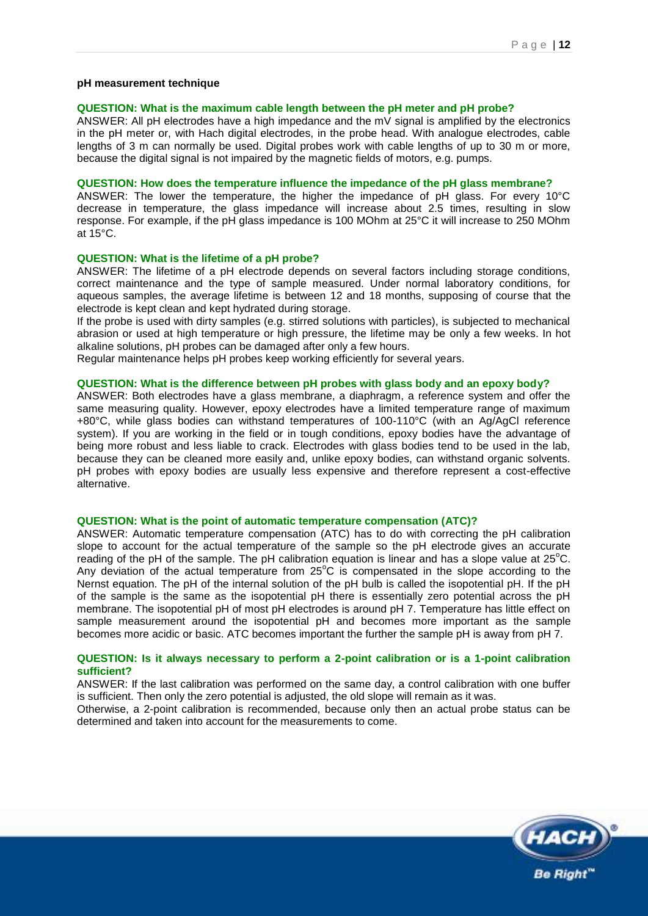**pH measurement technique**

**QUESTION: What is the maximum cable length between the pH meter and pH probe?**

ANSWER: All pH electrodes have a high impedance and the mV signal is amplified by the electronics in the pH meter or, with Hach digital electrodes, in the probe head. With analogue electrodes, cable lengths of 3 m can normally be used. Digital probes work with cable lengths of up to 30 m or more, because the digital signal is not impaired by the magnetic fields of motors, e.g. pumps.

**QUESTION: How does the temperature influence the impedance of the pH glass membrane?**

ANSWER: The lower the temperature, the higher the impedance of pH glass. For every 10°C decrease in temperature, the glass impedance will increase about 2.5 times, resulting in slow response. For example, if the pH glass impedance is 100 MOhm at 25°C it will increase to 250 MOhm at 15°C.

**QUESTION: What is the lifetime of a pH probe?**

ANSWER: The lifetime of a pH electrode depends on several factors including storage conditions, correct maintenance and the type of sample measured. Under normal laboratory conditions, for aqueous samples, the average lifetime is between 12 and 18 months, supposing of course that the electrode is kept clean and kept hydrated during storage.

If the probe is used with dirty samples (e.g. stirred solutions with particles), is subjected to mechanical abrasion or used at high temperature or high pressure, the lifetime may be only a few weeks. In hot alkaline solutions, pH probes can be damaged after only a few hours.

Regular maintenance helps pH probes keep working efficiently for several years.

**QUESTION: What is the difference between pH probes with glass body and an epoxy body?**

ANSWER: Both electrodes have a glass membrane, a diaphragm, a reference system and offer the same measuring quality. However, epoxy electrodes have a limited temperature range of maximum +80°C, while glass bodies can withstand temperatures of 100-110°C (with an Ag/AgCl reference system). If you are working in the field or in tough conditions, epoxy bodies have the advantage of being more robust and less liable to crack. Electrodes with glass bodies tend to be used in the lab, because they can be cleaned more easily and, unlike epoxy bodies, can withstand organic solvents. pH probes with epoxy bodies are usually less expensive and therefore represent a cost-effective alternative.

**QUESTION: What is the point of automatic temperature compensation (ATC)?**

ANSWER: Automatic temperature compensation (ATC) has to do with correcting the pH calibration slope to account for the actual temperature of the sample so the pH electrode gives an accurate reading of the pH of the sample. The pH calibration equation is linear and has a slope value at 25°C. Any deviation of the actual temperature from 25°C is compensated in the slope according to the Nernst equation. The pH of the internal solution of the pH bulb is called the isopotential pH. If the pH of the sample is the same as the isopotential pH there is essentially zero potential across the pH membrane. The isopotential pH of most pH electrodes is around pH 7. Temperature has little effect on sample measurement around the isopotential pH and becomes more important as the sample becomes more acidic or basic. ATC becomes important the further the sample pH is away from pH 7.

**QUESTION: Is it always necessary to perform a 2-point calibration or is a 1-point calibration sufficient?**

ANSWER: If the last calibration was performed on the same day, a control calibration with one buffer is sufficient. Then only the zero potential is adjusted, the old slope will remain as it was.

Otherwise, a 2-point calibration is recommended, because only then an actual probe status can be determined and taken into account for the measurements to come.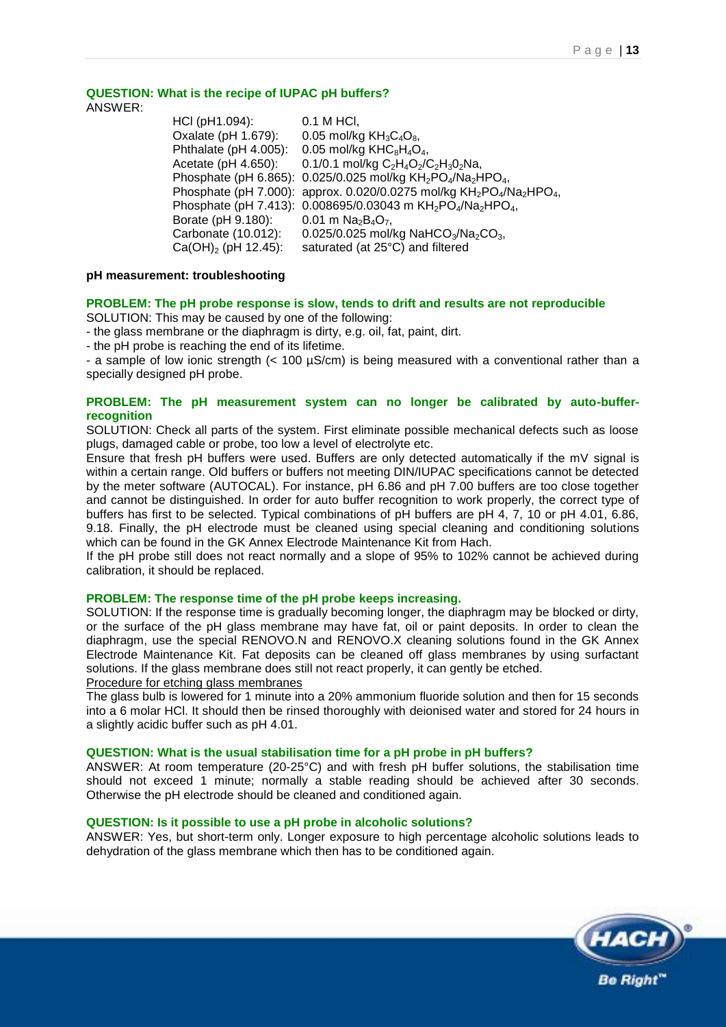**QUESTION: What is the recipe of IUPAC pH buffers?**

ANSWER:

| | |
|---|---|
| HCl (pH1.094): | 0.1 M HCl, |
| Oxalate (pH 1.679): | 0.05 mol/kg $KH_3C_4O_8$, |
| Phthalate (pH 4.005): | 0.05 mol/kg $KHC_8H_4O_4$, |
| Acetate (pH 4.650): | 0.1/0.1 mol/kg $C_2H_4O_2/C_2H_3O_2Na$, |
| Phosphate (pH 6.865): | 0.025/0.025 mol/kg $KH_2PO_4/Na_2HPO_4$, |
| Phosphate (pH 7.000): | approx. 0.020/0.0275 mol/kg $KH_2PO_4/Na_2HPO_4$, |
| Phosphate (pH 7.413): | 0.008695/0.03043 m $KH_2PO_4/Na_2HPO_4$, |
| Borate (pH 9.180): | 0.01 m $Na_2B_4O_7$, |
| Carbonate (10.012): | 0.025/0.025 mol/kg $NaHCO_3/Na_2CO_3$, |
| $Ca(OH)_2$ (pH 12.45): | saturated (at 25°C) and filtered |

## pH measurement: troubleshooting

**PROBLEM: The pH probe response is slow, tends to drift and results are not reproducible**

SOLUTION: This may be caused by one of the following:

- the glass membrane or the diaphragm is dirty, e.g. oil, fat, paint, dirt.
- the pH probe is reaching the end of its lifetime.
- a sample of low ionic strength (< 100 µS/cm) is being measured with a conventional rather than a specially designed pH probe.

**PROBLEM: The pH measurement system can no longer be calibrated by auto-buffer-recognition**

SOLUTION: Check all parts of the system. First eliminate possible mechanical defects such as loose plugs, damaged cable or probe, too low a level of electrolyte etc.

Ensure that fresh pH buffers were used. Buffers are only detected automatically if the mV signal is within a certain range. Old buffers or buffers not meeting DIN/IUPAC specifications cannot be detected by the meter software (AUTOCAL). For instance, pH 6.86 and pH 7.00 buffers are too close together and cannot be distinguished. In order for auto buffer recognition to work properly, the correct type of buffers has first to be selected. Typical combinations of pH buffers are pH 4, 7, 10 or pH 4.01, 6.86, 9.18. Finally, the pH electrode must be cleaned using special cleaning and conditioning solutions which can be found in the GK Annex Electrode Maintenance Kit from Hach.

If the pH probe still does not react normally and a slope of 95% to 102% cannot be achieved during calibration, it should be replaced.

**PROBLEM: The response time of the pH probe keeps increasing.**

SOLUTION: If the response time is gradually becoming longer, the diaphragm may be blocked or dirty, or the surface of the pH glass membrane may have fat, oil or paint deposits. In order to clean the diaphragm, use the special RENOVO.N and RENOVO.X cleaning solutions found in the GK Annex Electrode Maintenance Kit. Fat deposits can be cleaned off glass membranes by using surfactant solutions. If the glass membrane does still not react properly, it can gently be etched.

Procedure for etching glass membranes

The glass bulb is lowered for 1 minute into a 20% ammonium fluoride solution and then for 15 seconds into a 6 molar HCl. It should then be rinsed thoroughly with deionised water and stored for 24 hours in a slightly acidic buffer such as pH 4.01.

**QUESTION: What is the usual stabilisation time for a pH probe in pH buffers?**

ANSWER: At room temperature (20-25°C) and with fresh pH buffer solutions, the stabilisation time should not exceed 1 minute; normally a stable reading should be achieved after 30 seconds. Otherwise the pH electrode should be cleaned and conditioned again.

**QUESTION: Is it possible to use a pH probe in alcoholic solutions?**

ANSWER: Yes, but short-term only. Longer exposure to high percentage alcoholic solutions leads to dehydration of the glass membrane which then has to be conditioned again.